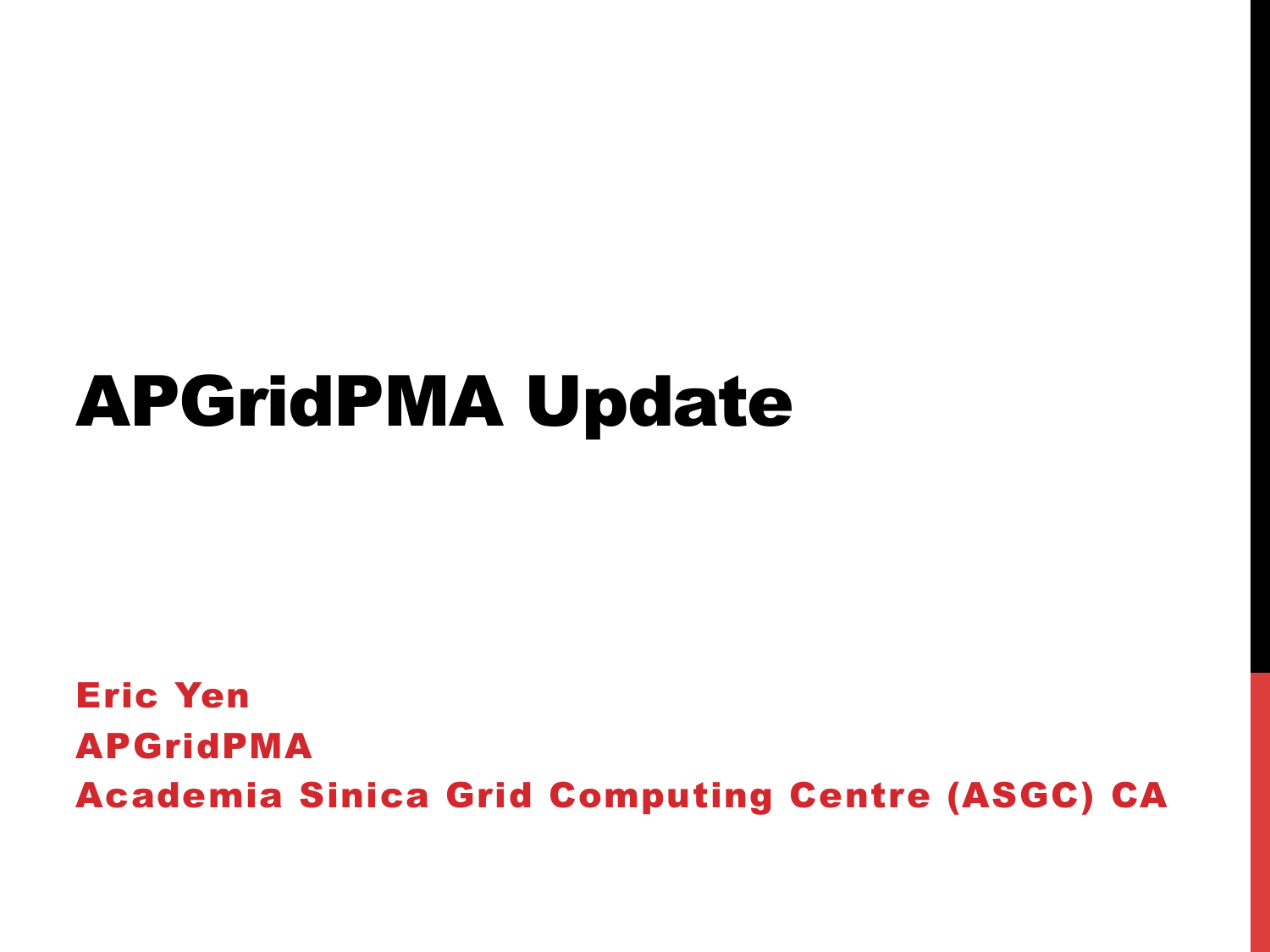# APGridPMA Update

**Eric Yen**

**APGridPMA**

**Academia Sinica Grid Computing Centre (ASGC) CA**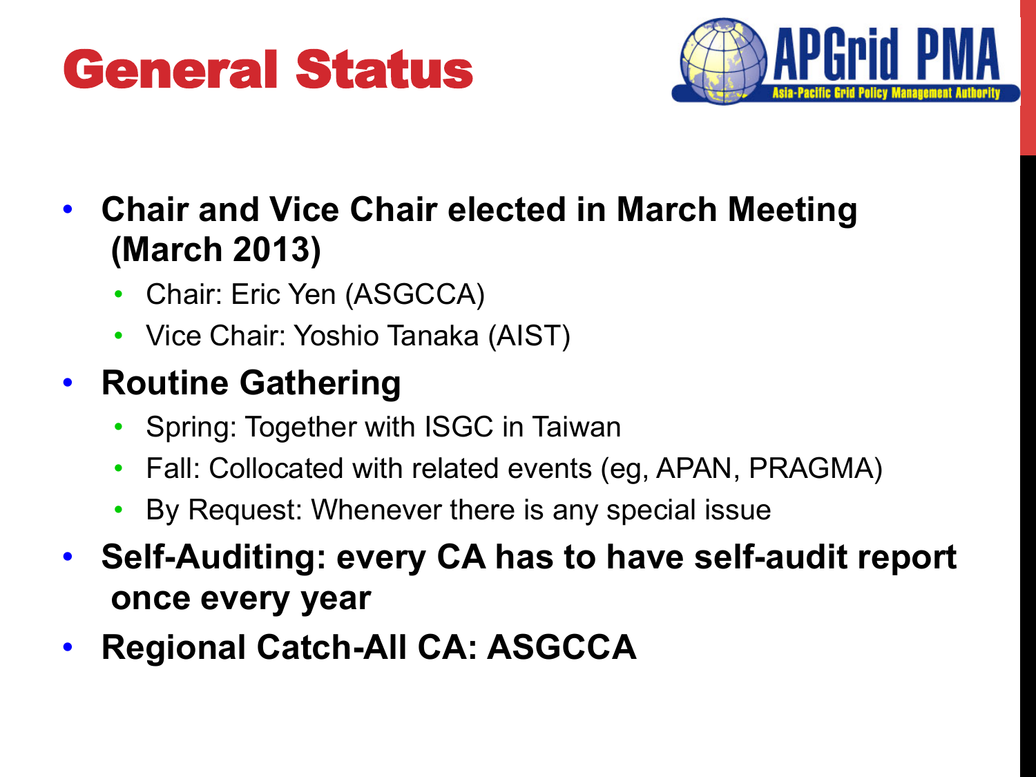# General Status

- **Chair and Vice Chair elected in March Meeting (March 2013)**
  - Chair: Eric Yen (ASGCCA)
  - Vice Chair: Yoshio Tanaka (AIST)
- **Routine Gathering**
  - Spring: Together with ISGC in Taiwan
  - Fall: Collocated with related events (eg, APAN, PRAGMA)
  - By Request: Whenever there is any special issue
- **Self-Auditing: every CA has to have self-audit report once every year**
- **Regional Catch-All CA: ASGCCA**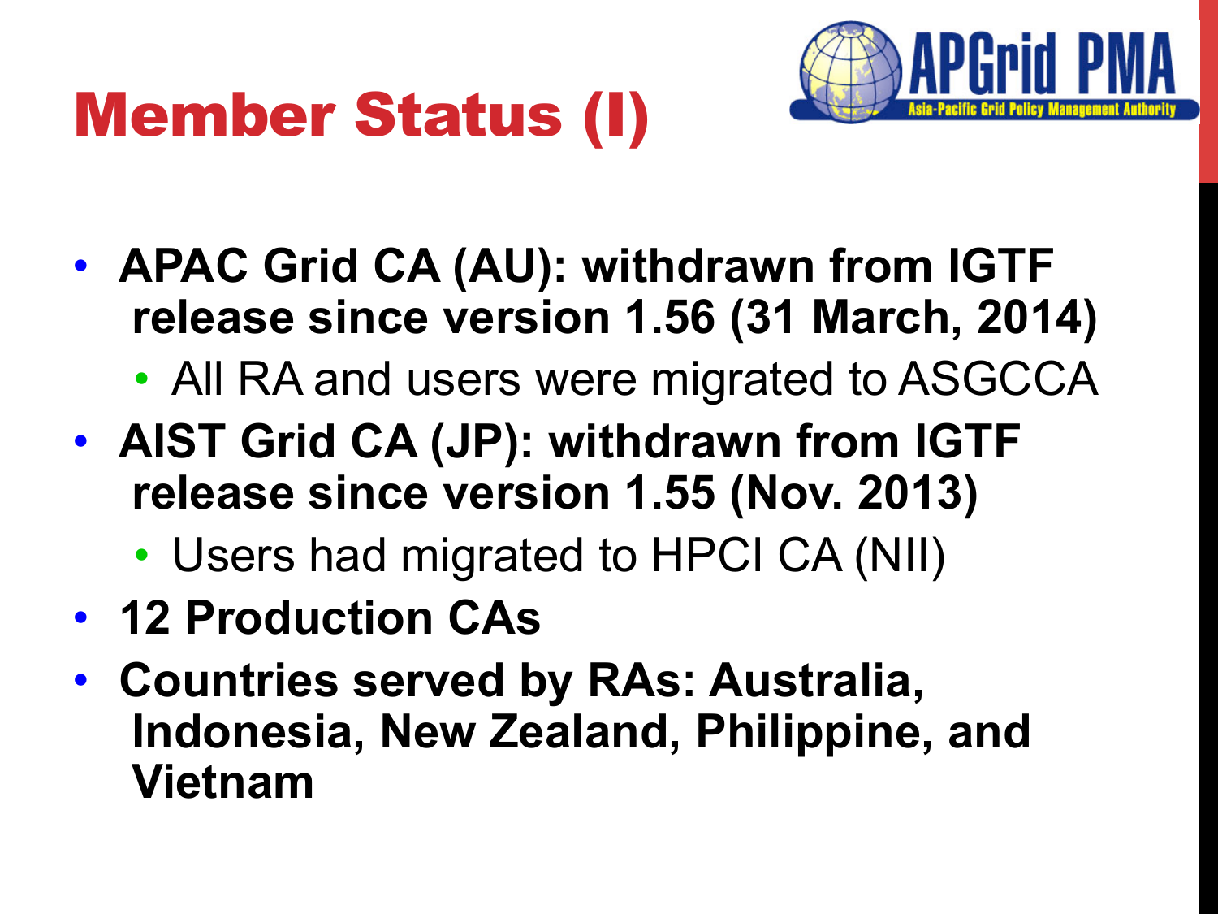# Member Status (I)

- **APAC Grid CA (AU): withdrawn from IGTF release since version 1.56 (31 March, 2014)**
  - All RA and users were migrated to ASGCCA
- **AIST Grid CA (JP): withdrawn from IGTF release since version 1.55 (Nov. 2013)**
  - Users had migrated to HPCI CA (NII)
- **12 Production CAs**
- **Countries served by RAs: Australia, Indonesia, New Zealand, Philippine, and Vietnam**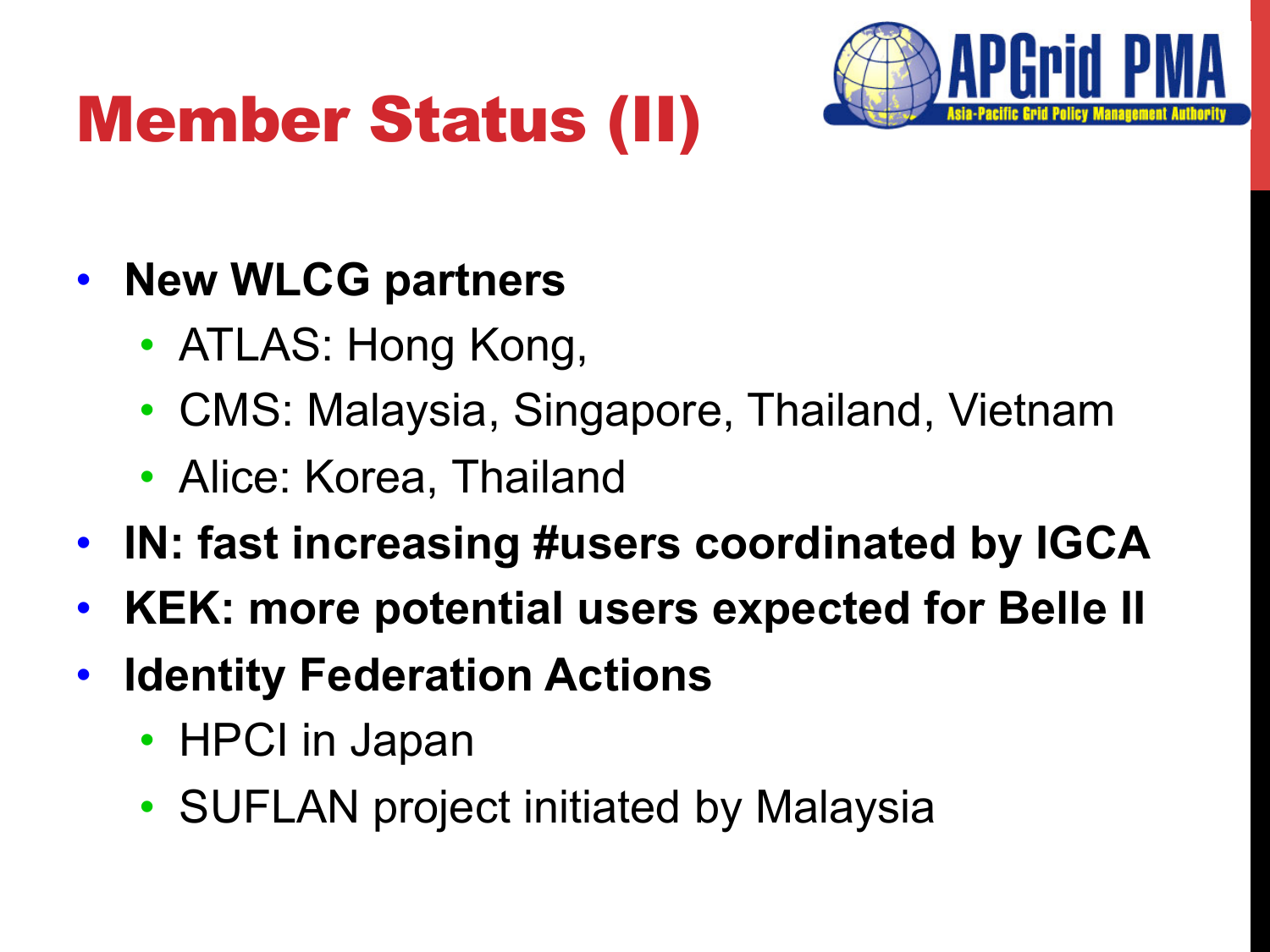# Member Status (II)

- **New WLCG partners**
  - ATLAS: Hong Kong,
  - CMS: Malaysia, Singapore, Thailand, Vietnam
  - Alice: Korea, Thailand
- **IN: fast increasing #users coordinated by IGCA**
- **KEK: more potential users expected for Belle II**
- **Identity Federation Actions**
  - HPCI in Japan
  - SUFLAN project initiated by Malaysia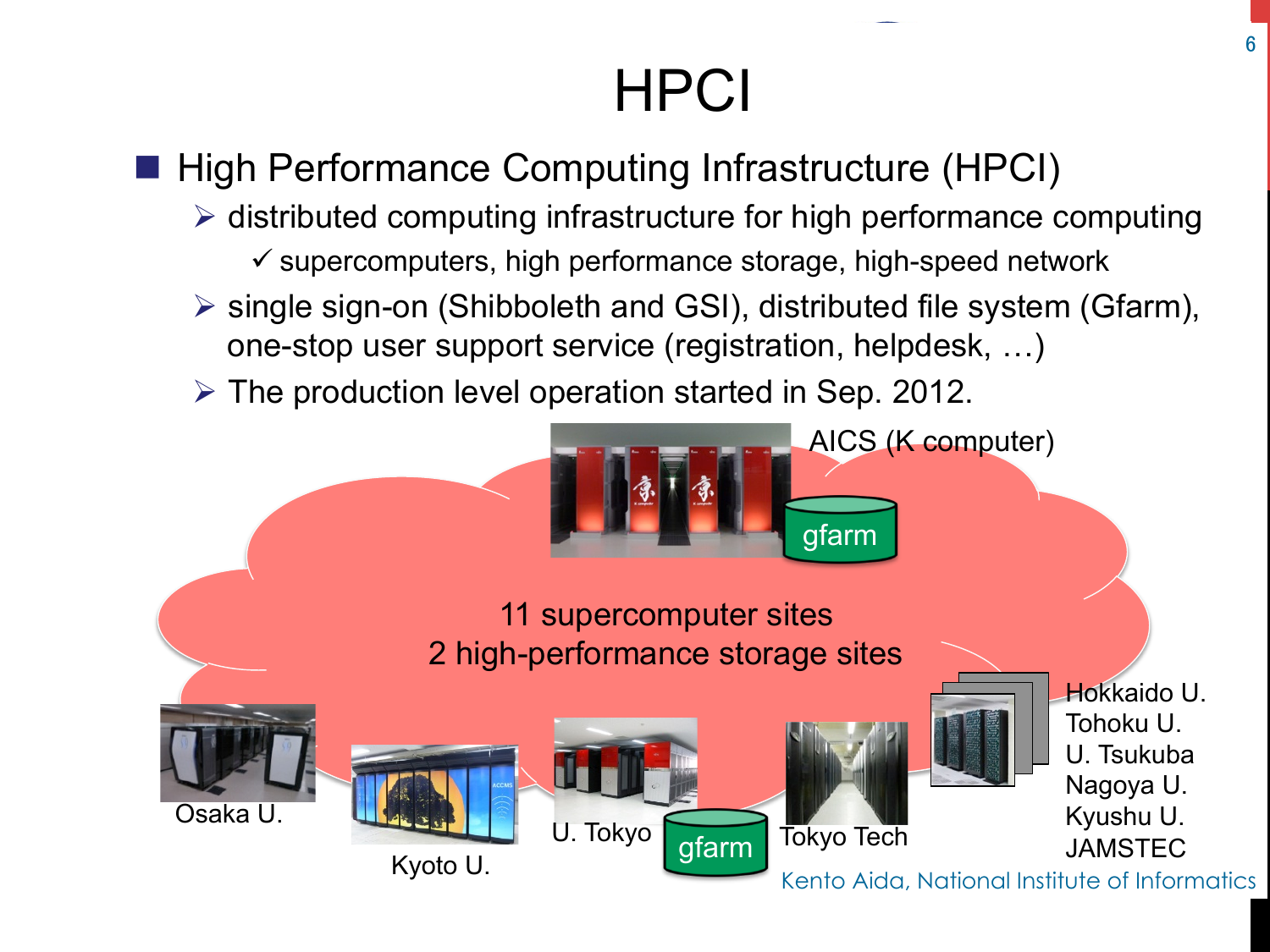# HPCI

- High Performance Computing Infrastructure (HPCI)
  - distributed computing infrastructure for high performance computing
    - ✓ supercomputers, high performance storage, high-speed network
  - single sign-on (Shibboleth and GSI), distributed file system (Gfarm), one-stop user support service (registration, helpdesk, …)
  - The production level operation started in Sep. 2012.

AICS (K computer)

gfarm

11 supercomputer sites
2 high-performance storage sites

Osaka U.

Kyoto U.

U. Tokyo

gfarm

Tokyo Tech

Hokkaido U.
Tohoku U.
U. Tsukuba
Nagoya U.
Kyushu U.
JAMSTEC

Kento Aida, National Institute of Informatics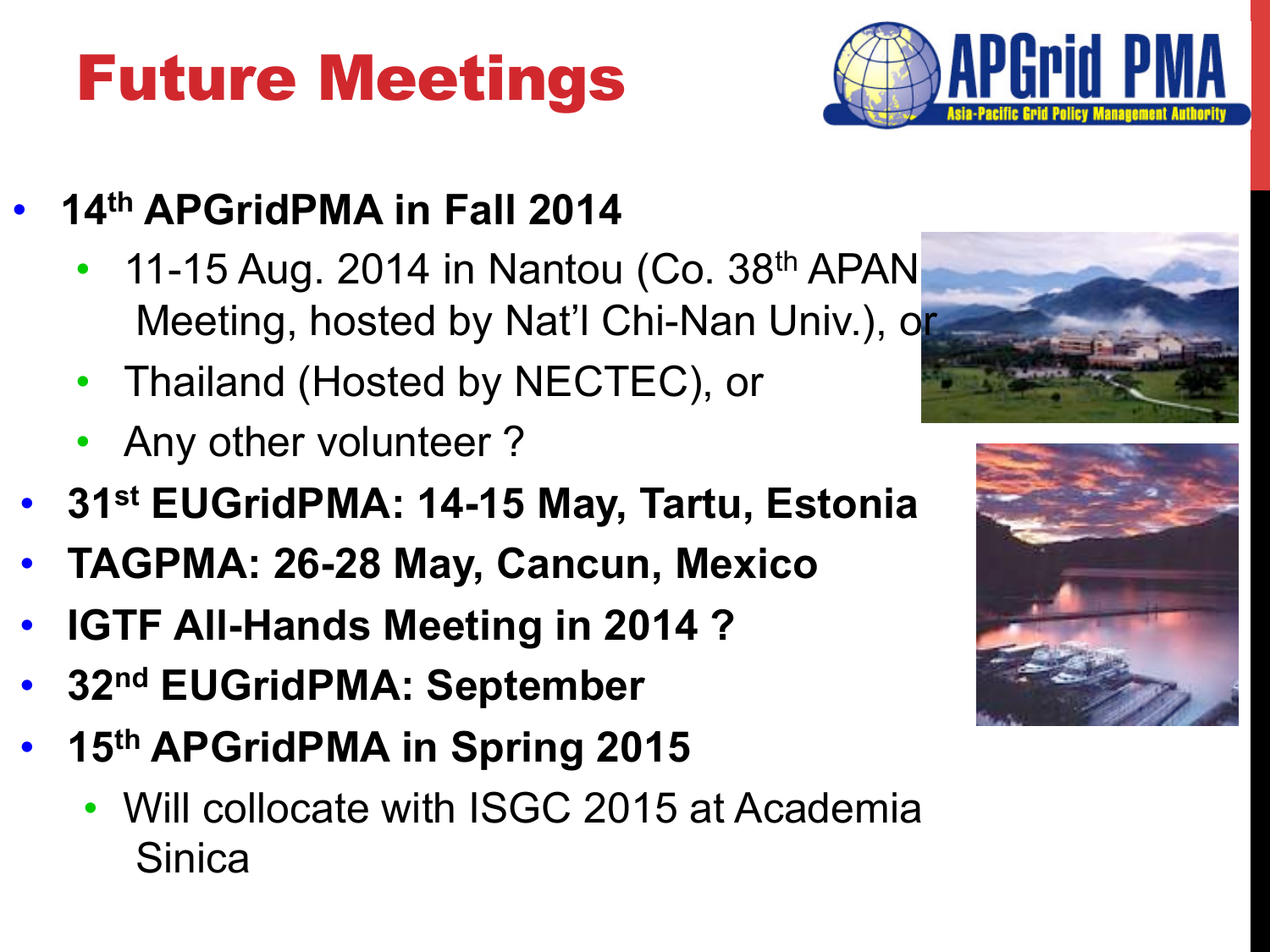# Future Meetings

APGrid PMA
Asia-Pacific Grid Policy Management Authority

- **14th APGridPMA in Fall 2014**
  - 11-15 Aug. 2014 in Nantou (Co. 38th APAN Meeting, hosted by Nat'l Chi-Nan Univ.), or
  - Thailand (Hosted by NECTEC), or
  - Any other volunteer ?
- **31st EUGridPMA: 14-15 May, Tartu, Estonia**
- **TAGPMA: 26-28 May, Cancun, Mexico**
- **IGTF All-Hands Meeting in 2014 ?**
- **32nd EUGridPMA: September**
- **15th APGridPMA in Spring 2015**
  - Will collocate with ISGC 2015 at Academia Sinica